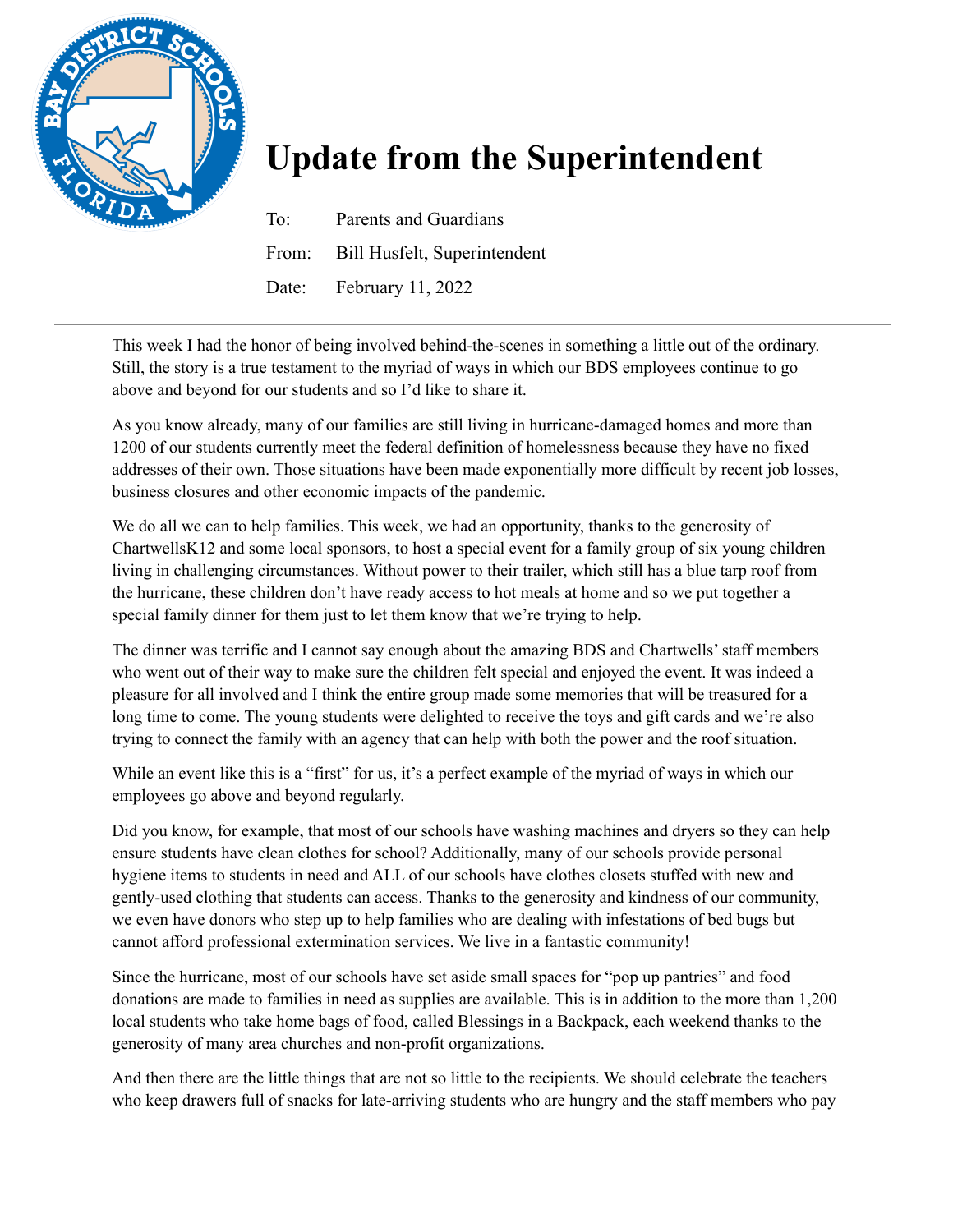# Update from the Superintendent

To: Parents and Guardians

From: Bill Husfelt, Superintendent

Date: February 11, 2022

---

This week I had the honor of being involved behind-the-scenes in something a little out of the ordinary. Still, the story is a true testament to the myriad of ways in which our BDS employees continue to go above and beyond for our students and so I'd like to share it.

As you know already, many of our families are still living in hurricane-damaged homes and more than 1200 of our students currently meet the federal definition of homelessness because they have no fixed addresses of their own. Those situations have been made exponentially more difficult by recent job losses, business closures and other economic impacts of the pandemic.

We do all we can to help families. This week, we had an opportunity, thanks to the generosity of ChartwellsK12 and some local sponsors, to host a special event for a family group of six young children living in challenging circumstances. Without power to their trailer, which still has a blue tarp roof from the hurricane, these children don't have ready access to hot meals at home and so we put together a special family dinner for them just to let them know that we're trying to help.

The dinner was terrific and I cannot say enough about the amazing BDS and Chartwells' staff members who went out of their way to make sure the children felt special and enjoyed the event. It was indeed a pleasure for all involved and I think the entire group made some memories that will be treasured for a long time to come. The young students were delighted to receive the toys and gift cards and we're also trying to connect the family with an agency that can help with both the power and the roof situation.

While an event like this is a "first" for us, it's a perfect example of the myriad of ways in which our employees go above and beyond regularly.

Did you know, for example, that most of our schools have washing machines and dryers so they can help ensure students have clean clothes for school? Additionally, many of our schools provide personal hygiene items to students in need and ALL of our schools have clothes closets stuffed with new and gently-used clothing that students can access. Thanks to the generosity and kindness of our community, we even have donors who step up to help families who are dealing with infestations of bed bugs but cannot afford professional extermination services. We live in a fantastic community!

Since the hurricane, most of our schools have set aside small spaces for "pop up pantries" and food donations are made to families in need as supplies are available. This is in addition to the more than 1,200 local students who take home bags of food, called Blessings in a Backpack, each weekend thanks to the generosity of many area churches and non-profit organizations.

And then there are the little things that are not so little to the recipients. We should celebrate the teachers who keep drawers full of snacks for late-arriving students who are hungry and the staff members who pay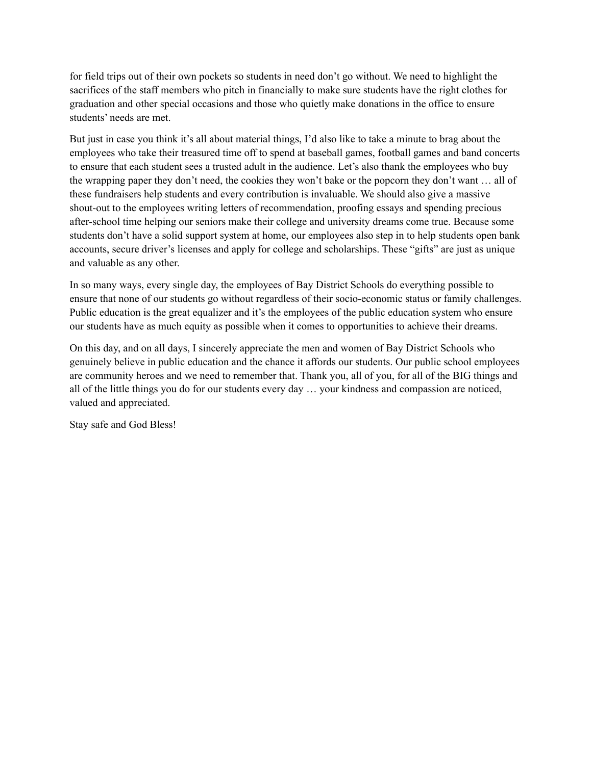for field trips out of their own pockets so students in need don't go without. We need to highlight the sacrifices of the staff members who pitch in financially to make sure students have the right clothes for graduation and other special occasions and those who quietly make donations in the office to ensure students' needs are met.

But just in case you think it's all about material things, I'd also like to take a minute to brag about the employees who take their treasured time off to spend at baseball games, football games and band concerts to ensure that each student sees a trusted adult in the audience. Let's also thank the employees who buy the wrapping paper they don't need, the cookies they won't bake or the popcorn they don't want … all of these fundraisers help students and every contribution is invaluable. We should also give a massive shout-out to the employees writing letters of recommendation, proofing essays and spending precious after-school time helping our seniors make their college and university dreams come true. Because some students don't have a solid support system at home, our employees also step in to help students open bank accounts, secure driver's licenses and apply for college and scholarships. These "gifts" are just as unique and valuable as any other.

In so many ways, every single day, the employees of Bay District Schools do everything possible to ensure that none of our students go without regardless of their socio-economic status or family challenges. Public education is the great equalizer and it's the employees of the public education system who ensure our students have as much equity as possible when it comes to opportunities to achieve their dreams.

On this day, and on all days, I sincerely appreciate the men and women of Bay District Schools who genuinely believe in public education and the chance it affords our students. Our public school employees are community heroes and we need to remember that. Thank you, all of you, for all of the BIG things and all of the little things you do for our students every day … your kindness and compassion are noticed, valued and appreciated.

Stay safe and God Bless!